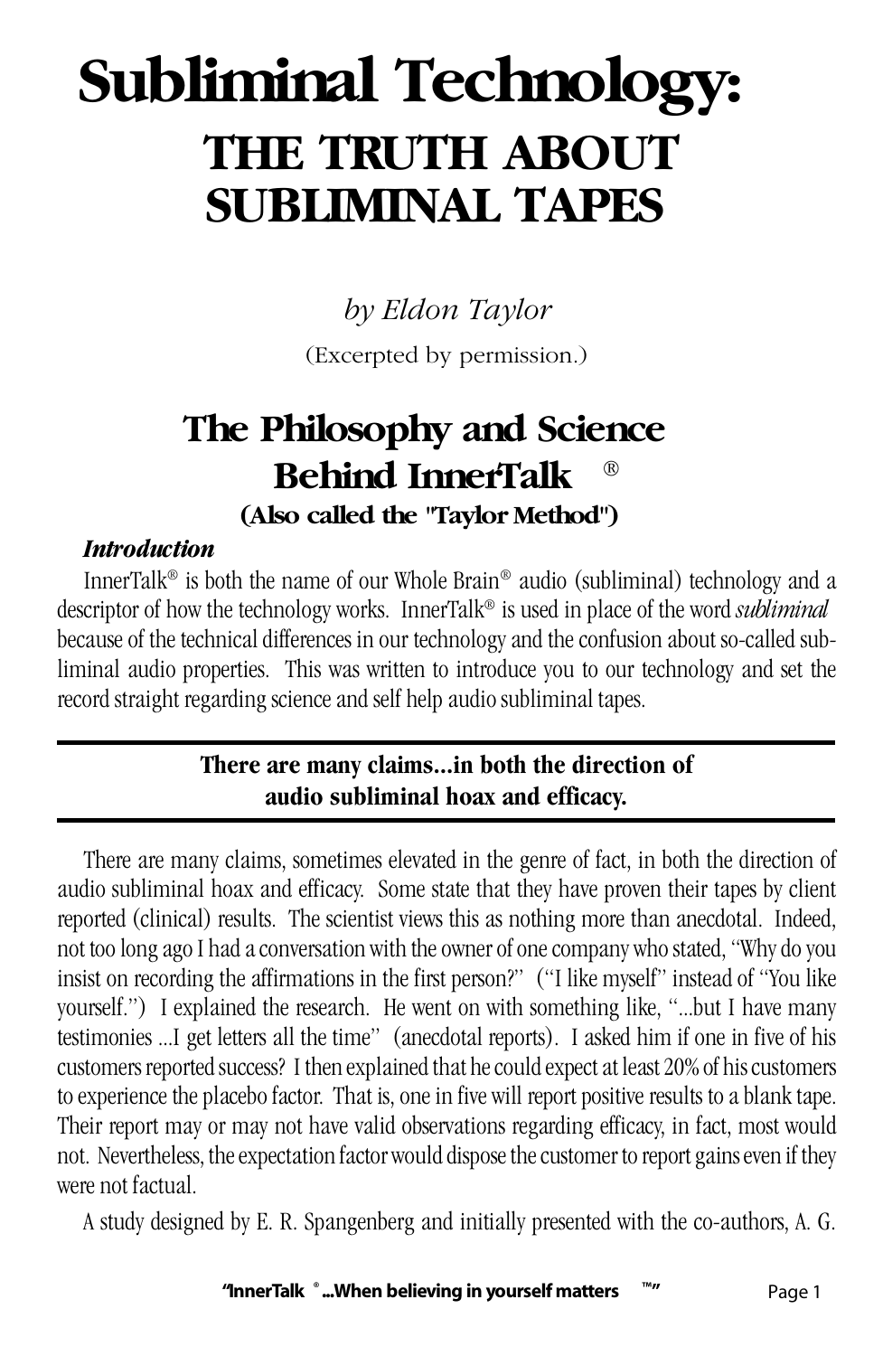# Subliminal Technology:

## THE TRUTH ABOUT SUBLIMINAL TAPES

*by Eldon Taylor*

(Excerpted by permission.)

## The Philosophy and Science Behind InnerTalk®

### (Also called the "Taylor Method")

***Introduction***

InnerTalk® is both the name of our Whole Brain® audio (subliminal) technology and a descriptor of how the technology works. InnerTalk® is used in place of the word *subliminal* because of the technical differences in our technology and the confusion about so-called subliminal audio properties. This was written to introduce you to our technology and set the record straight regarding science and self help audio subliminal tapes.

**There are many claims...in both the direction of audio subliminal hoax and efficacy.**

There are many claims, sometimes elevated in the genre of fact, in both the direction of audio subliminal hoax and efficacy. Some state that they have proven their tapes by client reported (clinical) results. The scientist views this as nothing more than anecdotal. Indeed, not too long ago I had a conversation with the owner of one company who stated, "Why do you insist on recording the affirmations in the first person?" ("I like myself" instead of "You like yourself.") I explained the research. He went on with something like, "...but I have many testimonies ...I get letters all the time" (anecdotal reports). I asked him if one in five of his customers reported success? I then explained that he could expect at least 20% of his customers to experience the placebo factor. That is, one in five will report positive results to a blank tape. Their report may or may not have valid observations regarding efficacy, in fact, most would not. Nevertheless, the expectation factor would dispose the customer to report gains even if they were not factual.

A study designed by E. R. Spangenberg and initially presented with the co-authors, A. G.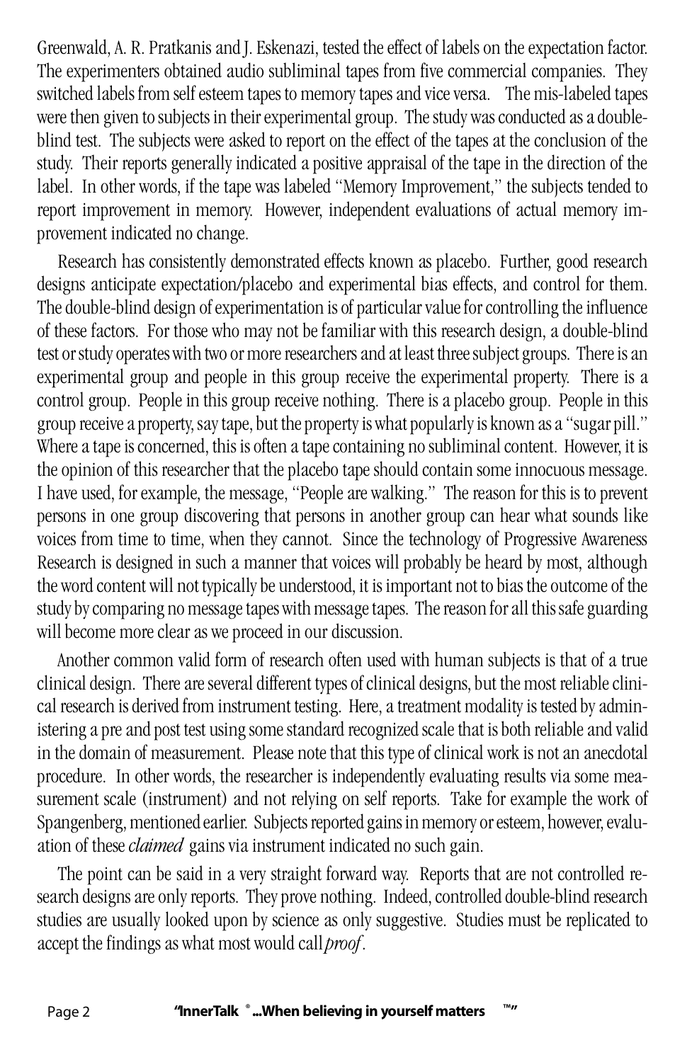Greenwald, A. R. Pratkanis and J. Eskenazi, tested the effect of labels on the expectation factor. The experimenters obtained audio subliminal tapes from five commercial companies. They switched labels from self esteem tapes to memory tapes and vice versa. The mis-labeled tapes were then given to subjects in their experimental group. The study was conducted as a double-blind test. The subjects were asked to report on the effect of the tapes at the conclusion of the study. Their reports generally indicated a positive appraisal of the tape in the direction of the label. In other words, if the tape was labeled "Memory Improvement," the subjects tended to report improvement in memory. However, independent evaluations of actual memory improvement indicated no change.

Research has consistently demonstrated effects known as placebo. Further, good research designs anticipate expectation/placebo and experimental bias effects, and control for them. The double-blind design of experimentation is of particular value for controlling the influence of these factors. For those who may not be familiar with this research design, a double-blind test or study operates with two or more researchers and at least three subject groups. There is an experimental group and people in this group receive the experimental property. There is a control group. People in this group receive nothing. There is a placebo group. People in this group receive a property, say tape, but the property is what popularly is known as a "sugar pill." Where a tape is concerned, this is often a tape containing no subliminal content. However, it is the opinion of this researcher that the placebo tape should contain some innocuous message. I have used, for example, the message, "People are walking." The reason for this is to prevent persons in one group discovering that persons in another group can hear what sounds like voices from time to time, when they cannot. Since the technology of Progressive Awareness Research is designed in such a manner that voices will probably be heard by most, although the word content will not typically be understood, it is important not to bias the outcome of the study by comparing no message tapes with message tapes. The reason for all this safe guarding will become more clear as we proceed in our discussion.

Another common valid form of research often used with human subjects is that of a true clinical design. There are several different types of clinical designs, but the most reliable clinical research is derived from instrument testing. Here, a treatment modality is tested by administering a pre and post test using some standard recognized scale that is both reliable and valid in the domain of measurement. Please note that this type of clinical work is not an anecdotal procedure. In other words, the researcher is independently evaluating results via some measurement scale (instrument) and not relying on self reports. Take for example the work of Spangenberg, mentioned earlier. Subjects reported gains in memory or esteem, however, evaluation of these *claimed* gains via instrument indicated no such gain.

The point can be said in a very straight forward way. Reports that are not controlled research designs are only reports. They prove nothing. Indeed, controlled double-blind research studies are usually looked upon by science as only suggestive. Studies must be replicated to accept the findings as what most would call *proof*.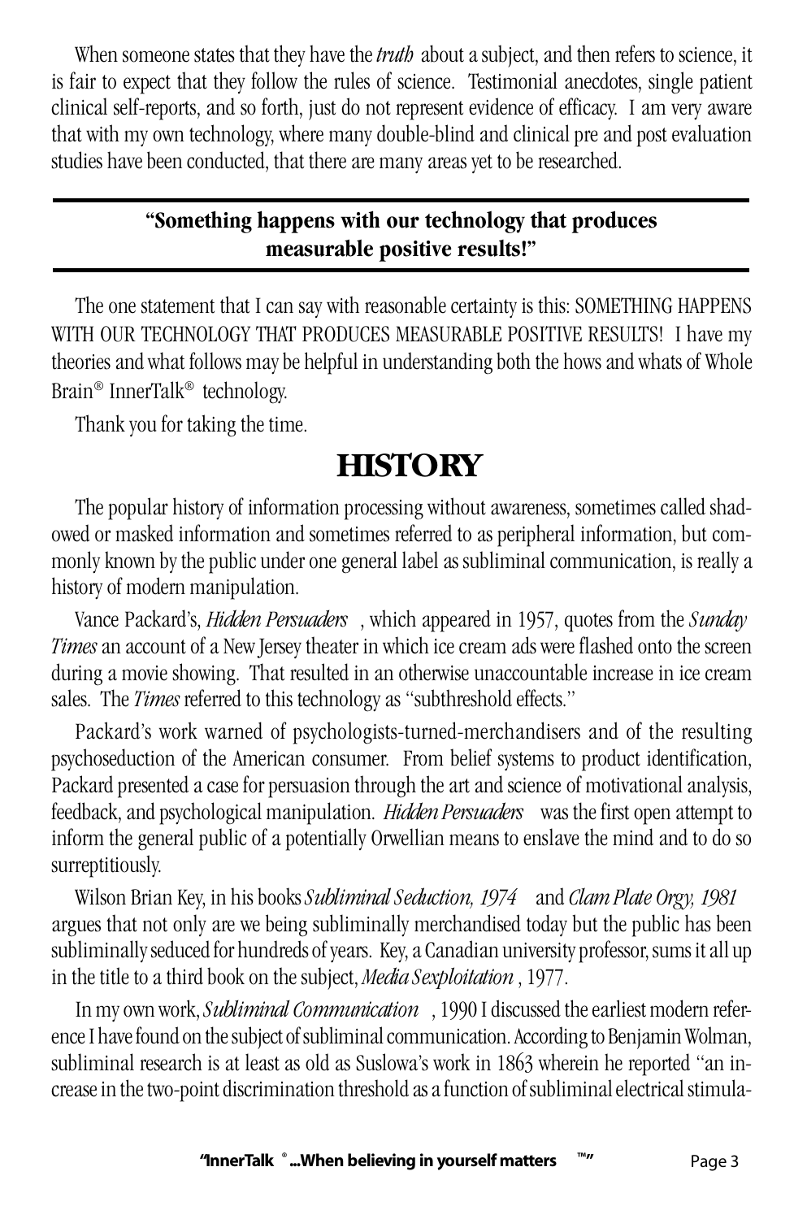When someone states that they have the *truth* about a subject, and then refers to science, it is fair to expect that they follow the rules of science. Testimonial anecdotes, single patient clinical self-reports, and so forth, just do not represent evidence of efficacy. I am very aware that with my own technology, where many double-blind and clinical pre and post evaluation studies have been conducted, that there are many areas yet to be researched.

---

**"Something happens with our technology that produces measurable positive results!"**

---

The one statement that I can say with reasonable certainty is this: SOMETHING HAPPENS WITH OUR TECHNOLOGY THAT PRODUCES MEASURABLE POSITIVE RESULTS! I have my theories and what follows may be helpful in understanding both the hows and whats of Whole Brain® InnerTalk® technology.

Thank you for taking the time.

# HISTORY

The popular history of information processing without awareness, sometimes called shadowed or masked information and sometimes referred to as peripheral information, but commonly known by the public under one general label as subliminal communication, is really a history of modern manipulation.

Vance Packard's, *Hidden Persuaders*, which appeared in 1957, quotes from the *Sunday Times* an account of a New Jersey theater in which ice cream ads were flashed onto the screen during a movie showing. That resulted in an otherwise unaccountable increase in ice cream sales. The *Times* referred to this technology as "subthreshold effects."

Packard's work warned of psychologists-turned-merchandisers and of the resulting psychoseduction of the American consumer. From belief systems to product identification, Packard presented a case for persuasion through the art and science of motivational analysis, feedback, and psychological manipulation. *Hidden Persuaders* was the first open attempt to inform the general public of a potentially Orwellian means to enslave the mind and to do so surreptitiously.

Wilson Brian Key, in his books *Subliminal Seduction, 1974* and *Clam Plate Orgy, 1981* argues that not only are we being subliminally merchandised today but the public has been subliminally seduced for hundreds of years. Key, a Canadian university professor, sums it all up in the title to a third book on the subject, *Media Sexploitation*, 1977.

In my own work, *Subliminal Communication*, 1990 I discussed the earliest modern reference I have found on the subject of subliminal communication. According to Benjamin Wolman, subliminal research is at least as old as Suslowa's work in 1863 wherein he reported "an increase in the two-point discrimination threshold as a function of subliminal electrical stimula-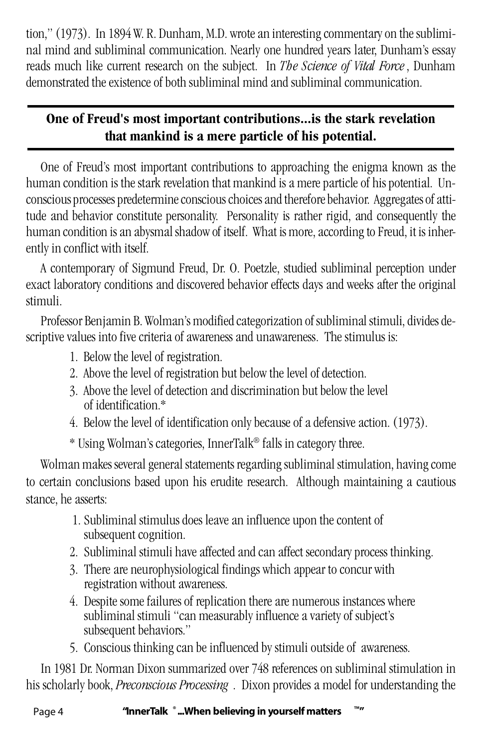tion," (1973). In 1894 W. R. Dunham, M.D. wrote an interesting commentary on the subliminal mind and subliminal communication. Nearly one hundred years later, Dunham's essay reads much like current research on the subject. In *The Science of Vital Force*, Dunham demonstrated the existence of both subliminal mind and subliminal communication.

---

**One of Freud's most important contributions...is the stark revelation that mankind is a mere particle of his potential.**

---

One of Freud's most important contributions to approaching the enigma known as the human condition is the stark revelation that mankind is a mere particle of his potential. Unconscious processes predetermine conscious choices and therefore behavior. Aggregates of attitude and behavior constitute personality. Personality is rather rigid, and consequently the human condition is an abysmal shadow of itself. What is more, according to Freud, it is inherently in conflict with itself.

A contemporary of Sigmund Freud, Dr. O. Poetzle, studied subliminal perception under exact laboratory conditions and discovered behavior effects days and weeks after the original stimuli.

Professor Benjamin B. Wolman's modified categorization of subliminal stimuli, divides descriptive values into five criteria of awareness and unawareness. The stimulus is:

1. Below the level of registration.
2. Above the level of registration but below the level of detection.
3. Above the level of detection and discrimination but below the level of identification.*
4. Below the level of identification only because of a defensive action. (1973).

\* Using Wolman's categories, InnerTalk® falls in category three.

Wolman makes several general statements regarding subliminal stimulation, having come to certain conclusions based upon his erudite research. Although maintaining a cautious stance, he asserts:

1. Subliminal stimulus does leave an influence upon the content of subsequent cognition.
2. Subliminal stimuli have affected and can affect secondary process thinking.
3. There are neurophysiological findings which appear to concur with registration without awareness.
4. Despite some failures of replication there are numerous instances where subliminal stimuli "can measurably influence a variety of subject's subsequent behaviors."
5. Conscious thinking can be influenced by stimuli outside of awareness.

In 1981 Dr. Norman Dixon summarized over 748 references on subliminal stimulation in his scholarly book, *Preconscious Processing*. Dixon provides a model for understanding the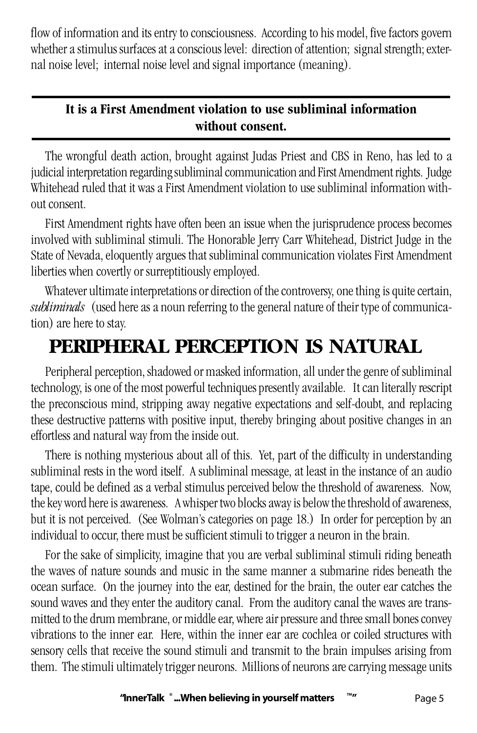flow of information and its entry to consciousness. According to his model, five factors govern whether a stimulus surfaces at a conscious level: direction of attention; signal strength; external noise level; internal noise level and signal importance (meaning).

---

**It is a First Amendment violation to use subliminal information without consent.**

---

The wrongful death action, brought against Judas Priest and CBS in Reno, has led to a judicial interpretation regarding subliminal communication and First Amendment rights. Judge Whitehead ruled that it was a First Amendment violation to use subliminal information without consent.

First Amendment rights have often been an issue when the jurisprudence process becomes involved with subliminal stimuli. The Honorable Jerry Carr Whitehead, District Judge in the State of Nevada, eloquently argues that subliminal communication violates First Amendment liberties when covertly or surreptitiously employed.

Whatever ultimate interpretations or direction of the controversy, one thing is quite certain, *subliminals* (used here as a noun referring to the general nature of their type of communication) are here to stay.

# PERIPHERAL PERCEPTION IS NATURAL

Peripheral perception, shadowed or masked information, all under the genre of subliminal technology, is one of the most powerful techniques presently available. It can literally rescript the preconscious mind, stripping away negative expectations and self-doubt, and replacing these destructive patterns with positive input, thereby bringing about positive changes in an effortless and natural way from the inside out.

There is nothing mysterious about all of this. Yet, part of the difficulty in understanding subliminal rests in the word itself. A subliminal message, at least in the instance of an audio tape, could be defined as a verbal stimulus perceived below the threshold of awareness. Now, the key word here is awareness. A whisper two blocks away is below the threshold of awareness, but it is not perceived. (See Wolman's categories on page 18.) In order for perception by an individual to occur, there must be sufficient stimuli to trigger a neuron in the brain.

For the sake of simplicity, imagine that you are verbal subliminal stimuli riding beneath the waves of nature sounds and music in the same manner a submarine rides beneath the ocean surface. On the journey into the ear, destined for the brain, the outer ear catches the sound waves and they enter the auditory canal. From the auditory canal the waves are transmitted to the drum membrane, or middle ear, where air pressure and three small bones convey vibrations to the inner ear. Here, within the inner ear are cochlea or coiled structures with sensory cells that receive the sound stimuli and transmit to the brain impulses arising from them. The stimuli ultimately trigger neurons. Millions of neurons are carrying message units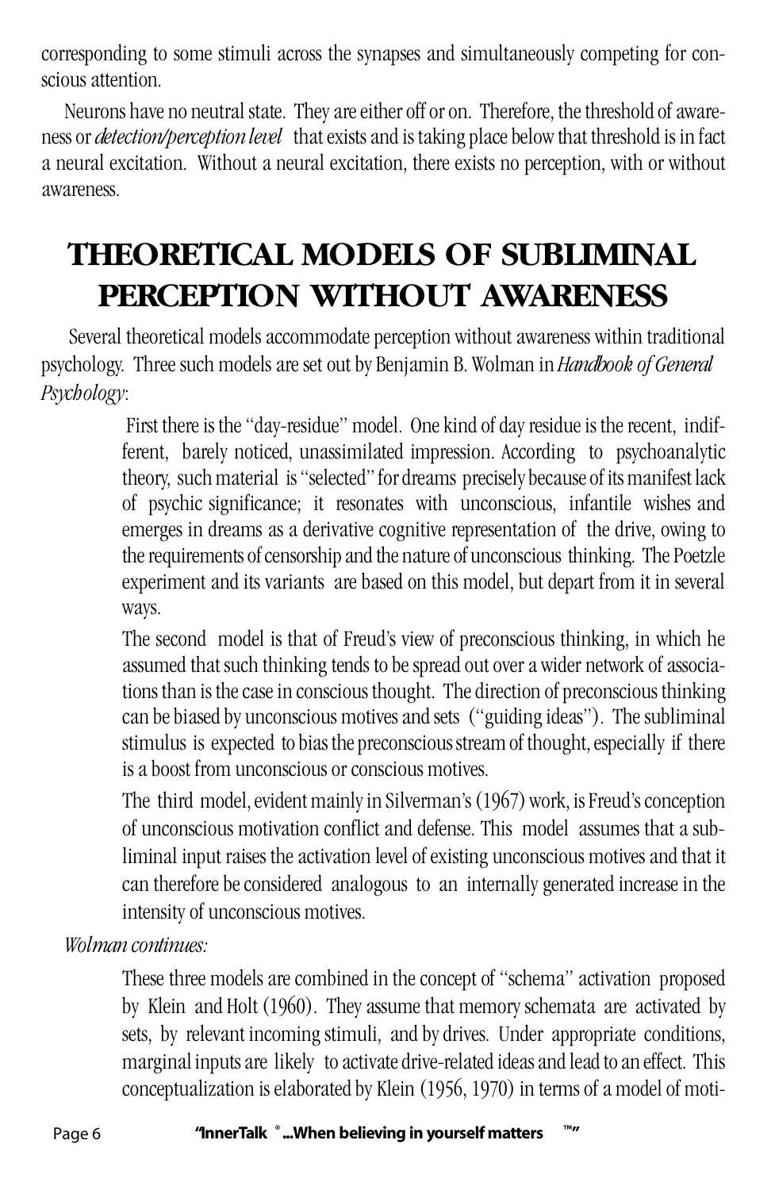corresponding to some stimuli across the synapses and simultaneously competing for conscious attention.

Neurons have no neutral state. They are either off or on. Therefore, the threshold of awareness or *detection/perception level* that exists and is taking place below that threshold is in fact a neural excitation. Without a neural excitation, there exists no perception, with or without awareness.

## THEORETICAL MODELS OF SUBLIMINAL PERCEPTION WITHOUT AWARENESS

Several theoretical models accommodate perception without awareness within traditional psychology. Three such models are set out by Benjamin B. Wolman in *Handbook of General Psychology*:

> First there is the "day-residue" model. One kind of day residue is the recent, indifferent, barely noticed, unassimilated impression. According to psychoanalytic theory, such material is "selected" for dreams precisely because of its manifest lack of psychic significance; it resonates with unconscious, infantile wishes and emerges in dreams as a derivative cognitive representation of the drive, owing to the requirements of censorship and the nature of unconscious thinking. The Poetzle experiment and its variants are based on this model, but depart from it in several ways.
>
> The second model is that of Freud's view of preconscious thinking, in which he assumed that such thinking tends to be spread out over a wider network of associations than is the case in conscious thought. The direction of preconscious thinking can be biased by unconscious motives and sets ("guiding ideas"). The subliminal stimulus is expected to bias the preconscious stream of thought, especially if there is a boost from unconscious or conscious motives.
>
> The third model, evident mainly in Silverman's (1967) work, is Freud's conception of unconscious motivation conflict and defense. This model assumes that a subliminal input raises the activation level of existing unconscious motives and that it can therefore be considered analogous to an internally generated increase in the intensity of unconscious motives.

*Wolman continues:*

> These three models are combined in the concept of "schema" activation proposed by Klein and Holt (1960). They assume that memory schemata are activated by sets, by relevant incoming stimuli, and by drives. Under appropriate conditions, marginal inputs are likely to activate drive-related ideas and lead to an effect. This conceptualization is elaborated by Klein (1956, 1970) in terms of a model of moti-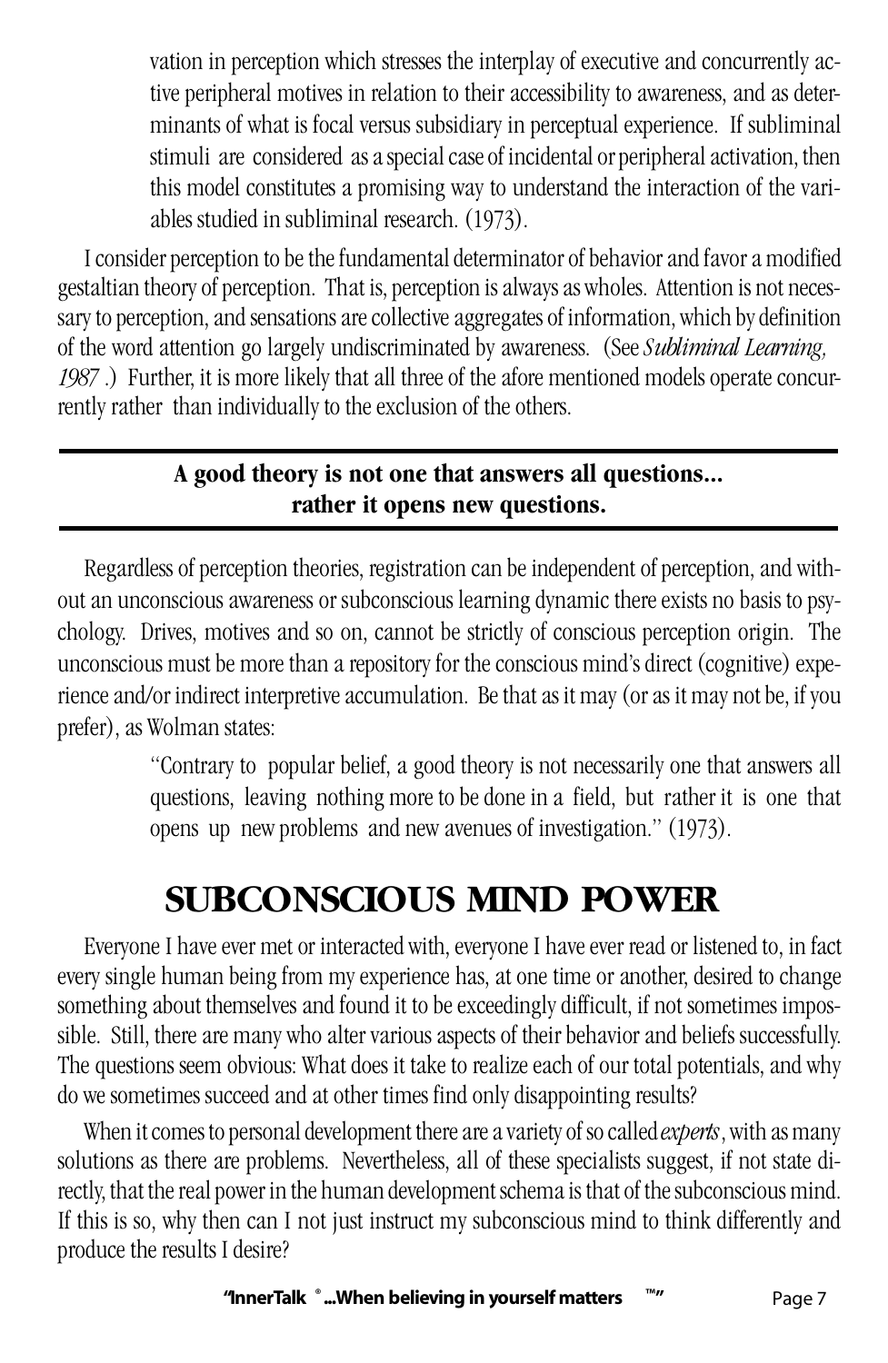> vation in perception which stresses the interplay of executive and concurrently active peripheral motives in relation to their accessibility to awareness, and as determinants of what is focal versus subsidiary in perceptual experience. If subliminal stimuli are considered as a special case of incidental or peripheral activation, then this model constitutes a promising way to understand the interaction of the variables studied in subliminal research. (1973).

I consider perception to be the fundamental determinator of behavior and favor a modified gestaltian theory of perception. That is, perception is always as wholes. Attention is not necessary to perception, and sensations are collective aggregates of information, which by definition of the word attention go largely undiscriminated by awareness. (See *Subliminal Learning, 1987* .) Further, it is more likely that all three of the afore mentioned models operate concurrently rather than individually to the exclusion of the others.

---

**A good theory is not one that answers all questions... rather it opens new questions.**

---

Regardless of perception theories, registration can be independent of perception, and without an unconscious awareness or subconscious learning dynamic there exists no basis to psychology. Drives, motives and so on, cannot be strictly of conscious perception origin. The unconscious must be more than a repository for the conscious mind's direct (cognitive) experience and/or indirect interpretive accumulation. Be that as it may (or as it may not be, if you prefer), as Wolman states:

> "Contrary to popular belief, a good theory is not necessarily one that answers all questions, leaving nothing more to be done in a field, but rather it is one that opens up new problems and new avenues of investigation." (1973).

# SUBCONSCIOUS MIND POWER

Everyone I have ever met or interacted with, everyone I have ever read or listened to, in fact every single human being from my experience has, at one time or another, desired to change something about themselves and found it to be exceedingly difficult, if not sometimes impossible. Still, there are many who alter various aspects of their behavior and beliefs successfully. The questions seem obvious: What does it take to realize each of our total potentials, and why do we sometimes succeed and at other times find only disappointing results?

When it comes to personal development there are a variety of so called *experts*, with as many solutions as there are problems. Nevertheless, all of these specialists suggest, if not state directly, that the real power in the human development schema is that of the subconscious mind. If this is so, why then can I not just instruct my subconscious mind to think differently and produce the results I desire?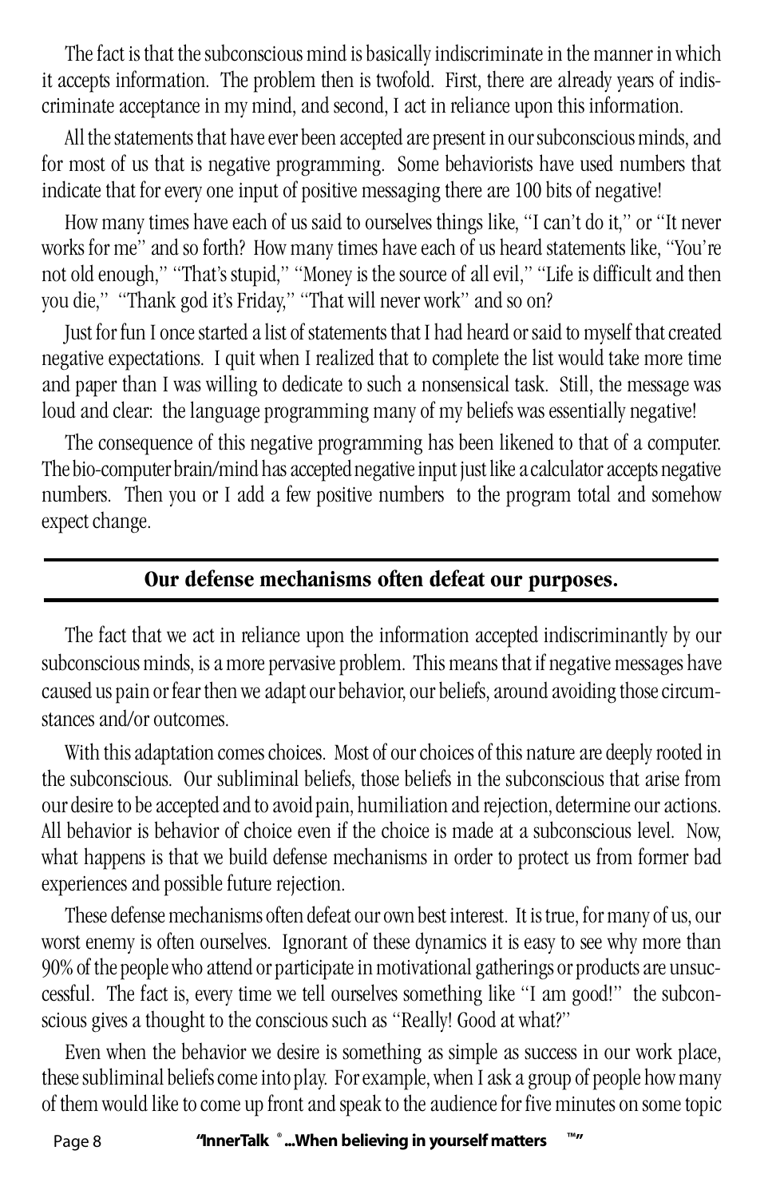The fact is that the subconscious mind is basically indiscriminate in the manner in which it accepts information. The problem then is twofold. First, there are already years of indiscriminate acceptance in my mind, and second, I act in reliance upon this information.

All the statements that have ever been accepted are present in our subconscious minds, and for most of us that is negative programming. Some behaviorists have used numbers that indicate that for every one input of positive messaging there are 100 bits of negative!

How many times have each of us said to ourselves things like, "I can't do it," or "It never works for me" and so forth? How many times have each of us heard statements like, "You're not old enough," "That's stupid," "Money is the source of all evil," "Life is difficult and then you die," "Thank god it's Friday," "That will never work" and so on?

Just for fun I once started a list of statements that I had heard or said to myself that created negative expectations. I quit when I realized that to complete the list would take more time and paper than I was willing to dedicate to such a nonsensical task. Still, the message was loud and clear: the language programming many of my beliefs was essentially negative!

The consequence of this negative programming has been likened to that of a computer. The bio-computer brain/mind has accepted negative input just like a calculator accepts negative numbers. Then you or I add a few positive numbers to the program total and somehow expect change.

## Our defense mechanisms often defeat our purposes.

The fact that we act in reliance upon the information accepted indiscriminantly by our subconscious minds, is a more pervasive problem. This means that if negative messages have caused us pain or fear then we adapt our behavior, our beliefs, around avoiding those circumstances and/or outcomes.

With this adaptation comes choices. Most of our choices of this nature are deeply rooted in the subconscious. Our subliminal beliefs, those beliefs in the subconscious that arise from our desire to be accepted and to avoid pain, humiliation and rejection, determine our actions. All behavior is behavior of choice even if the choice is made at a subconscious level. Now, what happens is that we build defense mechanisms in order to protect us from former bad experiences and possible future rejection.

These defense mechanisms often defeat our own best interest. It is true, for many of us, our worst enemy is often ourselves. Ignorant of these dynamics it is easy to see why more than 90% of the people who attend or participate in motivational gatherings or products are unsuccessful. The fact is, every time we tell ourselves something like "I am good!" the subconscious gives a thought to the conscious such as "Really! Good at what?"

Even when the behavior we desire is something as simple as success in our work place, these subliminal beliefs come into play. For example, when I ask a group of people how many of them would like to come up front and speak to the audience for five minutes on some topic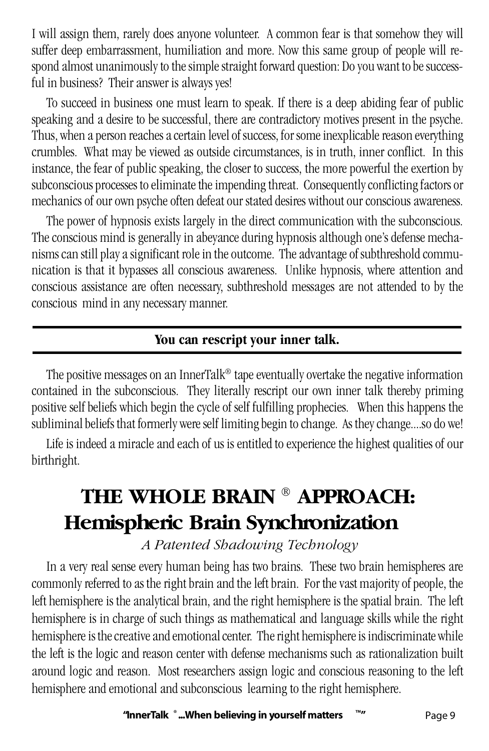I will assign them, rarely does anyone volunteer. A common fear is that somehow they will suffer deep embarrassment, humiliation and more. Now this same group of people will respond almost unanimously to the simple straight forward question: Do you want to be successful in business? Their answer is always yes!

To succeed in business one must learn to speak. If there is a deep abiding fear of public speaking and a desire to be successful, there are contradictory motives present in the psyche. Thus, when a person reaches a certain level of success, for some inexplicable reason everything crumbles. What may be viewed as outside circumstances, is in truth, inner conflict. In this instance, the fear of public speaking, the closer to success, the more powerful the exertion by subconscious processes to eliminate the impending threat. Consequently conflicting factors or mechanics of our own psyche often defeat our stated desires without our conscious awareness.

The power of hypnosis exists largely in the direct communication with the subconscious. The conscious mind is generally in abeyance during hypnosis although one's defense mechanisms can still play a significant role in the outcome. The advantage of subthreshold communication is that it bypasses all conscious awareness. Unlike hypnosis, where attention and conscious assistance are often necessary, subthreshold messages are not attended to by the conscious mind in any necessary manner.

---

**You can rescript your inner talk.**

---

The positive messages on an InnerTalk® tape eventually overtake the negative information contained in the subconscious. They literally rescript our own inner talk thereby priming positive self beliefs which begin the cycle of self fulfilling prophecies. When this happens the subliminal beliefs that formerly were self limiting begin to change. As they change....so do we!

Life is indeed a miracle and each of us is entitled to experience the highest qualities of our birthright.

# THE WHOLE BRAIN ® APPROACH: Hemispheric Brain Synchronization

*A Patented Shadowing Technology*

In a very real sense every human being has two brains. These two brain hemispheres are commonly referred to as the right brain and the left brain. For the vast majority of people, the left hemisphere is the analytical brain, and the right hemisphere is the spatial brain. The left hemisphere is in charge of such things as mathematical and language skills while the right hemisphere is the creative and emotional center. The right hemisphere is indiscriminate while the left is the logic and reason center with defense mechanisms such as rationalization built around logic and reason. Most researchers assign logic and conscious reasoning to the left hemisphere and emotional and subconscious learning to the right hemisphere.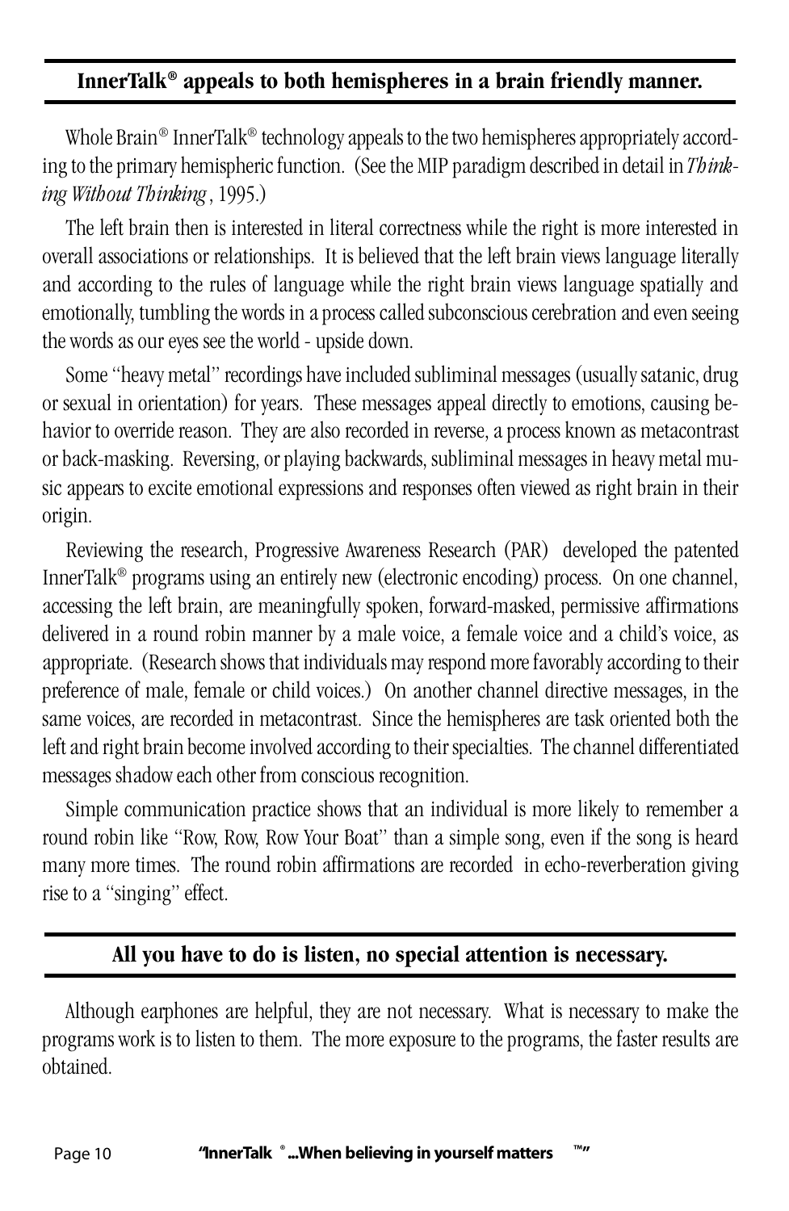## InnerTalk® appeals to both hemispheres in a brain friendly manner.

Whole Brain® InnerTalk® technology appeals to the two hemispheres appropriately according to the primary hemispheric function. (See the MIP paradigm described in detail in *Thinking Without Thinking*, 1995.)

The left brain then is interested in literal correctness while the right is more interested in overall associations or relationships. It is believed that the left brain views language literally and according to the rules of language while the right brain views language spatially and emotionally, tumbling the words in a process called subconscious cerebration and even seeing the words as our eyes see the world - upside down.

Some "heavy metal" recordings have included subliminal messages (usually satanic, drug or sexual in orientation) for years. These messages appeal directly to emotions, causing behavior to override reason. They are also recorded in reverse, a process known as metacontrast or back-masking. Reversing, or playing backwards, subliminal messages in heavy metal music appears to excite emotional expressions and responses often viewed as right brain in their origin.

Reviewing the research, Progressive Awareness Research (PAR) developed the patented InnerTalk® programs using an entirely new (electronic encoding) process. On one channel, accessing the left brain, are meaningfully spoken, forward-masked, permissive affirmations delivered in a round robin manner by a male voice, a female voice and a child's voice, as appropriate. (Research shows that individuals may respond more favorably according to their preference of male, female or child voices.) On another channel directive messages, in the same voices, are recorded in metacontrast. Since the hemispheres are task oriented both the left and right brain become involved according to their specialties. The channel differentiated messages shadow each other from conscious recognition.

Simple communication practice shows that an individual is more likely to remember a round robin like "Row, Row, Row Your Boat" than a simple song, even if the song is heard many more times. The round robin affirmations are recorded in echo-reverberation giving rise to a "singing" effect.

## All you have to do is listen, no special attention is necessary.

Although earphones are helpful, they are not necessary. What is necessary to make the programs work is to listen to them. The more exposure to the programs, the faster results are obtained.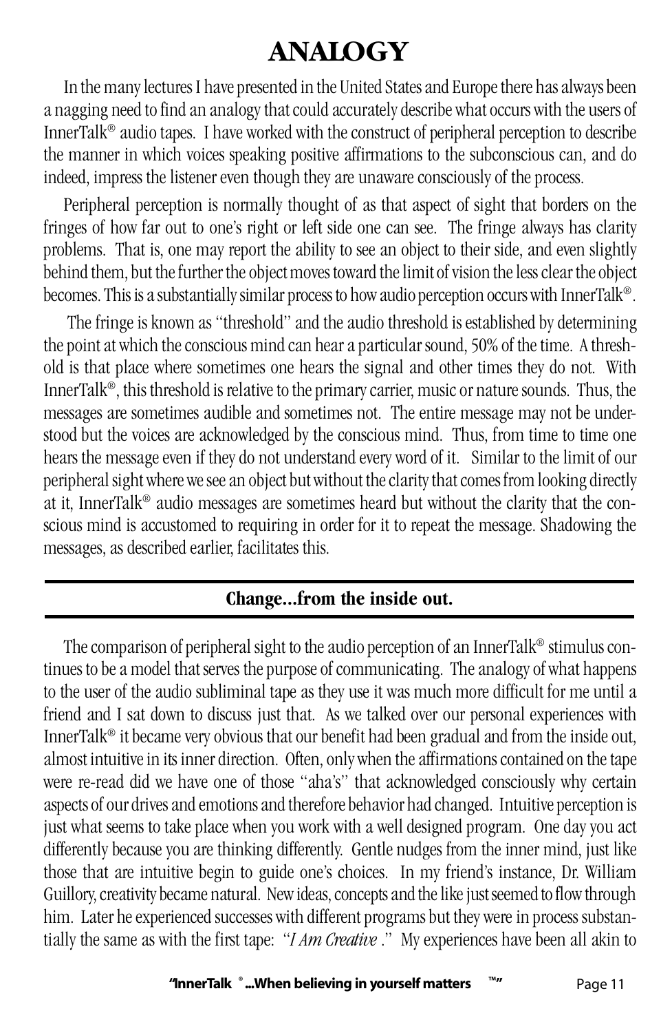# ANALOGY

In the many lectures I have presented in the United States and Europe there has always been a nagging need to find an analogy that could accurately describe what occurs with the users of InnerTalk® audio tapes. I have worked with the construct of peripheral perception to describe the manner in which voices speaking positive affirmations to the subconscious can, and do indeed, impress the listener even though they are unaware consciously of the process.

Peripheral perception is normally thought of as that aspect of sight that borders on the fringes of how far out to one's right or left side one can see. The fringe always has clarity problems. That is, one may report the ability to see an object to their side, and even slightly behind them, but the further the object moves toward the limit of vision the less clear the object becomes. This is a substantially similar process to how audio perception occurs with InnerTalk®.

The fringe is known as "threshold" and the audio threshold is established by determining the point at which the conscious mind can hear a particular sound, 50% of the time. A threshold is that place where sometimes one hears the signal and other times they do not. With InnerTalk®, this threshold is relative to the primary carrier, music or nature sounds. Thus, the messages are sometimes audible and sometimes not. The entire message may not be understood but the voices are acknowledged by the conscious mind. Thus, from time to time one hears the message even if they do not understand every word of it. Similar to the limit of our peripheral sight where we see an object but without the clarity that comes from looking directly at it, InnerTalk® audio messages are sometimes heard but without the clarity that the conscious mind is accustomed to requiring in order for it to repeat the message. Shadowing the messages, as described earlier, facilitates this.

---

**Change...from the inside out.**

---

The comparison of peripheral sight to the audio perception of an InnerTalk® stimulus continues to be a model that serves the purpose of communicating. The analogy of what happens to the user of the audio subliminal tape as they use it was much more difficult for me until a friend and I sat down to discuss just that. As we talked over our personal experiences with InnerTalk® it became very obvious that our benefit had been gradual and from the inside out, almost intuitive in its inner direction. Often, only when the affirmations contained on the tape were re-read did we have one of those "aha's" that acknowledged consciously why certain aspects of our drives and emotions and therefore behavior had changed. Intuitive perception is just what seems to take place when you work with a well designed program. One day you act differently because you are thinking differently. Gentle nudges from the inner mind, just like those that are intuitive begin to guide one's choices. In my friend's instance, Dr. William Guillory, creativity became natural. New ideas, concepts and the like just seemed to flow through him. Later he experienced successes with different programs but they were in process substantially the same as with the first tape: "*I Am Creative* ." My experiences have been all akin to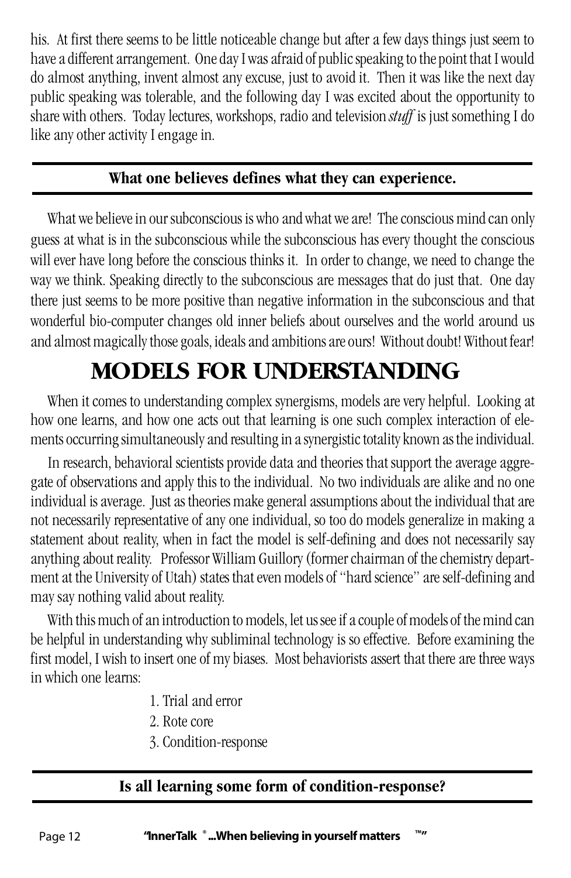his. At first there seems to be little noticeable change but after a few days things just seem to have a different arrangement. One day I was afraid of public speaking to the point that I would do almost anything, invent almost any excuse, just to avoid it. Then it was like the next day public speaking was tolerable, and the following day I was excited about the opportunity to share with others. Today lectures, workshops, radio and television *stuff* is just something I do like any other activity I engage in.

---

**What one believes defines what they can experience.**

---

What we believe in our subconscious is who and what we are! The conscious mind can only guess at what is in the subconscious while the subconscious has every thought the conscious will ever have long before the conscious thinks it. In order to change, we need to change the way we think. Speaking directly to the subconscious are messages that do just that. One day there just seems to be more positive than negative information in the subconscious and that wonderful bio-computer changes old inner beliefs about ourselves and the world around us and almost magically those goals, ideals and ambitions are ours! Without doubt! Without fear!

# MODELS FOR UNDERSTANDING

When it comes to understanding complex synergisms, models are very helpful. Looking at how one learns, and how one acts out that learning is one such complex interaction of elements occurring simultaneously and resulting in a synergistic totality known as the individual.

In research, behavioral scientists provide data and theories that support the average aggregate of observations and apply this to the individual. No two individuals are alike and no one individual is average. Just as theories make general assumptions about the individual that are not necessarily representative of any one individual, so too do models generalize in making a statement about reality, when in fact the model is self-defining and does not necessarily say anything about reality. Professor William Guillory (former chairman of the chemistry department at the University of Utah) states that even models of "hard science" are self-defining and may say nothing valid about reality.

With this much of an introduction to models, let us see if a couple of models of the mind can be helpful in understanding why subliminal technology is so effective. Before examining the first model, I wish to insert one of my biases. Most behaviorists assert that there are three ways in which one learns:

1. Trial and error
2. Rote core
3. Condition-response

---

**Is all learning some form of condition-response?**

---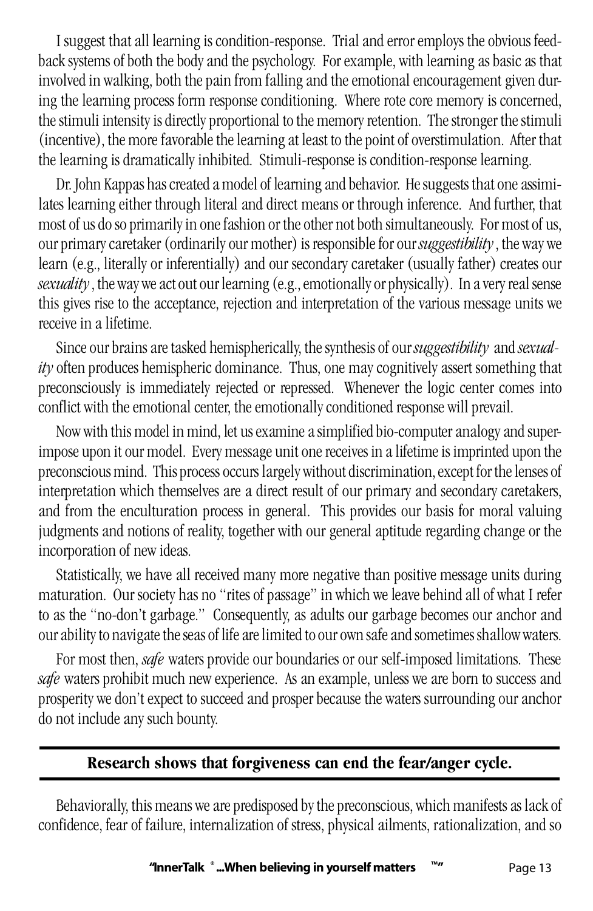I suggest that all learning is condition-response. Trial and error employs the obvious feedback systems of both the body and the psychology. For example, with learning as basic as that involved in walking, both the pain from falling and the emotional encouragement given during the learning process form response conditioning. Where rote core memory is concerned, the stimuli intensity is directly proportional to the memory retention. The stronger the stimuli (incentive), the more favorable the learning at least to the point of overstimulation. After that the learning is dramatically inhibited. Stimuli-response is condition-response learning.

Dr. John Kappas has created a model of learning and behavior. He suggests that one assimilates learning either through literal and direct means or through inference. And further, that most of us do so primarily in one fashion or the other not both simultaneously. For most of us, our primary caretaker (ordinarily our mother) is responsible for our *suggestibility*, the way we learn (e.g., literally or inferentially) and our secondary caretaker (usually father) creates our *sexuality*, the way we act out our learning (e.g., emotionally or physically). In a very real sense this gives rise to the acceptance, rejection and interpretation of the various message units we receive in a lifetime.

Since our brains are tasked hemispherically, the synthesis of our *suggestibility* and *sexuality* often produces hemispheric dominance. Thus, one may cognitively assert something that preconsciously is immediately rejected or repressed. Whenever the logic center comes into conflict with the emotional center, the emotionally conditioned response will prevail.

Now with this model in mind, let us examine a simplified bio-computer analogy and superimpose upon it our model. Every message unit one receives in a lifetime is imprinted upon the preconscious mind. This process occurs largely without discrimination, except for the lenses of interpretation which themselves are a direct result of our primary and secondary caretakers, and from the enculturation process in general. This provides our basis for moral valuing judgments and notions of reality, together with our general aptitude regarding change or the incorporation of new ideas.

Statistically, we have all received many more negative than positive message units during maturation. Our society has no "rites of passage" in which we leave behind all of what I refer to as the "no-don't garbage." Consequently, as adults our garbage becomes our anchor and our ability to navigate the seas of life are limited to our own safe and sometimes shallow waters.

For most then, *safe* waters provide our boundaries or our self-imposed limitations. These *safe* waters prohibit much new experience. As an example, unless we are born to success and prosperity we don't expect to succeed and prosper because the waters surrounding our anchor do not include any such bounty.

**Research shows that forgiveness can end the fear/anger cycle.**

Behaviorally, this means we are predisposed by the preconscious, which manifests as lack of confidence, fear of failure, internalization of stress, physical ailments, rationalization, and so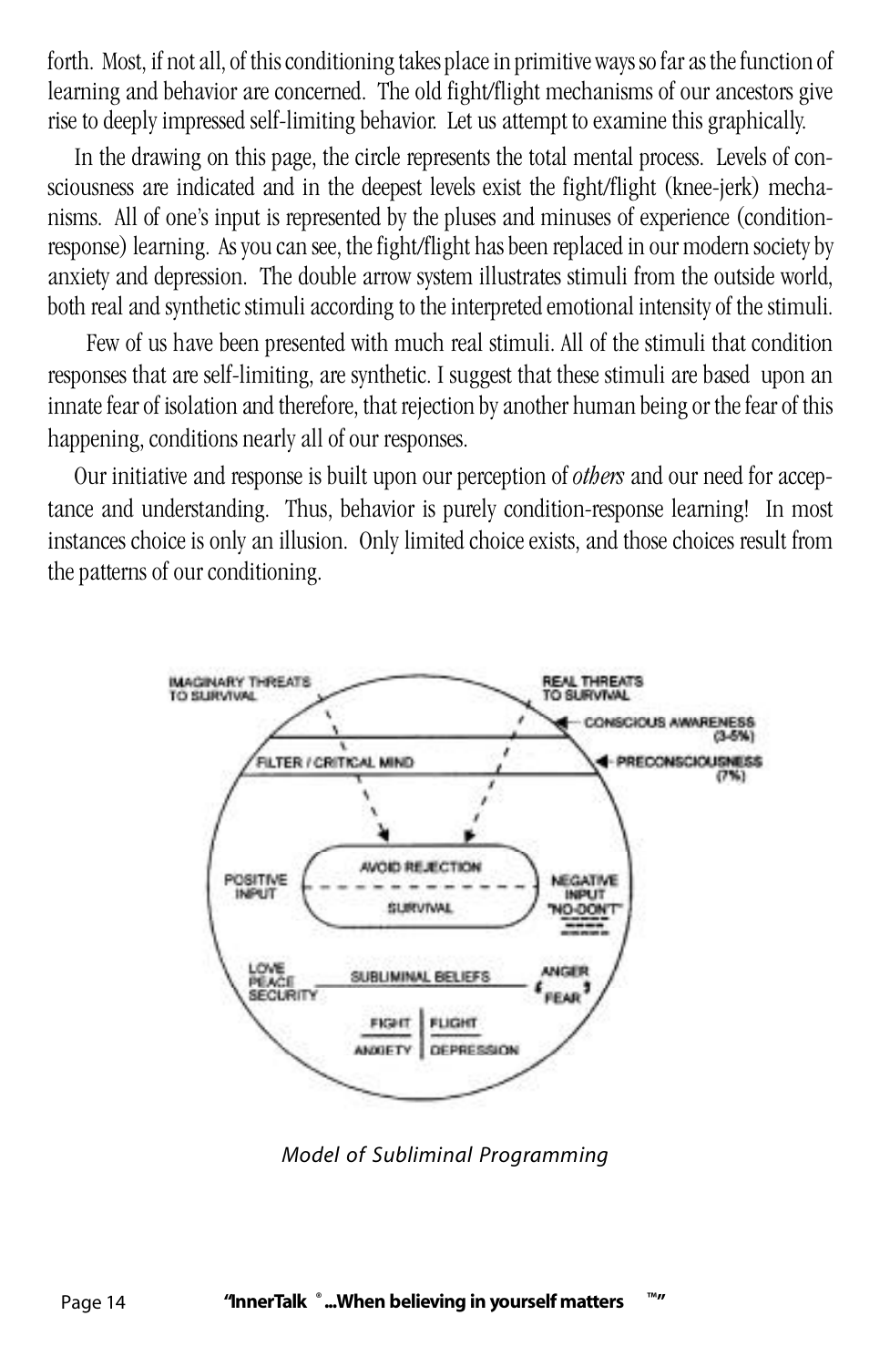forth. Most, if not all, of this conditioning takes place in primitive ways so far as the function of learning and behavior are concerned. The old fight/flight mechanisms of our ancestors give rise to deeply impressed self-limiting behavior. Let us attempt to examine this graphically.

In the drawing on this page, the circle represents the total mental process. Levels of consciousness are indicated and in the deepest levels exist the fight/flight (knee-jerk) mechanisms. All of one's input is represented by the pluses and minuses of experience (condition-response) learning. As you can see, the fight/flight has been replaced in our modern society by anxiety and depression. The double arrow system illustrates stimuli from the outside world, both real and synthetic stimuli according to the interpreted emotional intensity of the stimuli.

Few of us have been presented with much real stimuli. All of the stimuli that condition responses that are self-limiting, are synthetic. I suggest that these stimuli are based upon an innate fear of isolation and therefore, that rejection by another human being or the fear of this happening, conditions nearly all of our responses.

Our initiative and response is built upon our perception of *others* and our need for acceptance and understanding. Thus, behavior is purely condition-response learning! In most instances choice is only an illusion. Only limited choice exists, and those choices result from the patterns of our conditioning.

IMAGINARY THREATS TO SURVIVAL

REAL THREATS TO SURVIVAL

CONSCIOUS AWARENESS (3-5%)

FILTER / CRITICAL MIND

PRECONSCIOUSNESS (7%)

AVOID REJECTION

SURVIVAL

POSITIVE INPUT

NEGATIVE INPUT "NO-DON'T"

LOVE PEACE SECURITY

SUBLIMINAL BELIEFS

ANGER "FEAR"

FIGHT | FLIGHT

ANXIETY | DEPRESSION

*Model of Subliminal Programming*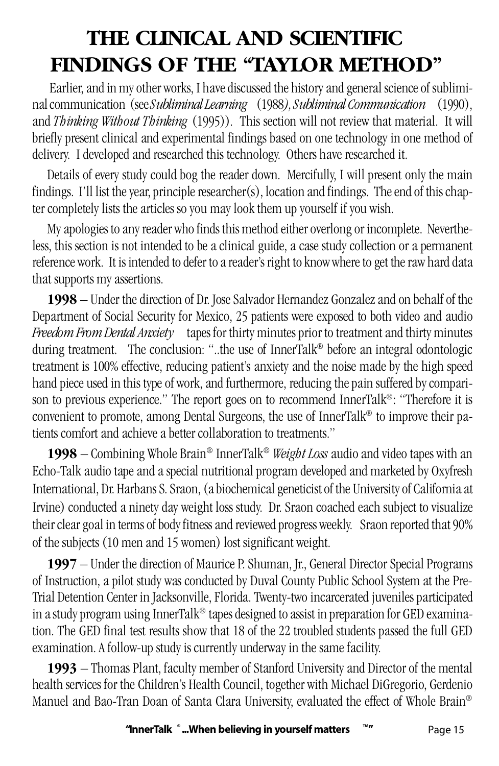# THE CLINICAL AND SCIENTIFIC FINDINGS OF THE "TAYLOR METHOD"

Earlier, and in my other works, I have discussed the history and general science of subliminal communication (see *Subliminal Learning* (1988), *Subliminal Communication* (1990), and *Thinking Without Thinking* (1995)). This section will not review that material. It will briefly present clinical and experimental findings based on one technology in one method of delivery. I developed and researched this technology. Others have researched it.

Details of every study could bog the reader down. Mercifully, I will present only the main findings. I'll list the year, principle researcher(s), location and findings. The end of this chapter completely lists the articles so you may look them up yourself if you wish.

My apologies to any reader who finds this method either overlong or incomplete. Nevertheless, this section is not intended to be a clinical guide, a case study collection or a permanent reference work. It is intended to defer to a reader's right to know where to get the raw hard data that supports my assertions.

**1998** – Under the direction of Dr. Jose Salvador Hernandez Gonzalez and on behalf of the Department of Social Security for Mexico, 25 patients were exposed to both video and audio *Freedom From Dental Anxiety* tapes for thirty minutes prior to treatment and thirty minutes during treatment. The conclusion: "..the use of InnerTalk® before an integral odontologic treatment is 100% effective, reducing patient's anxiety and the noise made by the high speed hand piece used in this type of work, and furthermore, reducing the pain suffered by comparison to previous experience." The report goes on to recommend InnerTalk®: "Therefore it is convenient to promote, among Dental Surgeons, the use of InnerTalk® to improve their patients comfort and achieve a better collaboration to treatments."

**1998** – Combining Whole Brain® InnerTalk® *Weight Loss* audio and video tapes with an Echo-Talk audio tape and a special nutritional program developed and marketed by Oxyfresh International, Dr. Harbans S. Sraon, (a biochemical geneticist of the University of California at Irvine) conducted a ninety day weight loss study. Dr. Sraon coached each subject to visualize their clear goal in terms of body fitness and reviewed progress weekly. Sraon reported that 90% of the subjects (10 men and 15 women) lost significant weight.

**1997** – Under the direction of Maurice P. Shuman, Jr., General Director Special Programs of Instruction, a pilot study was conducted by Duval County Public School System at the Pre-Trial Detention Center in Jacksonville, Florida. Twenty-two incarcerated juveniles participated in a study program using InnerTalk® tapes designed to assist in preparation for GED examination. The GED final test results show that 18 of the 22 troubled students passed the full GED examination. A follow-up study is currently underway in the same facility.

**1993** – Thomas Plant, faculty member of Stanford University and Director of the mental health services for the Children's Health Council, together with Michael DiGregorio, Gerdenio Manuel and Bao-Tran Doan of Santa Clara University, evaluated the effect of Whole Brain®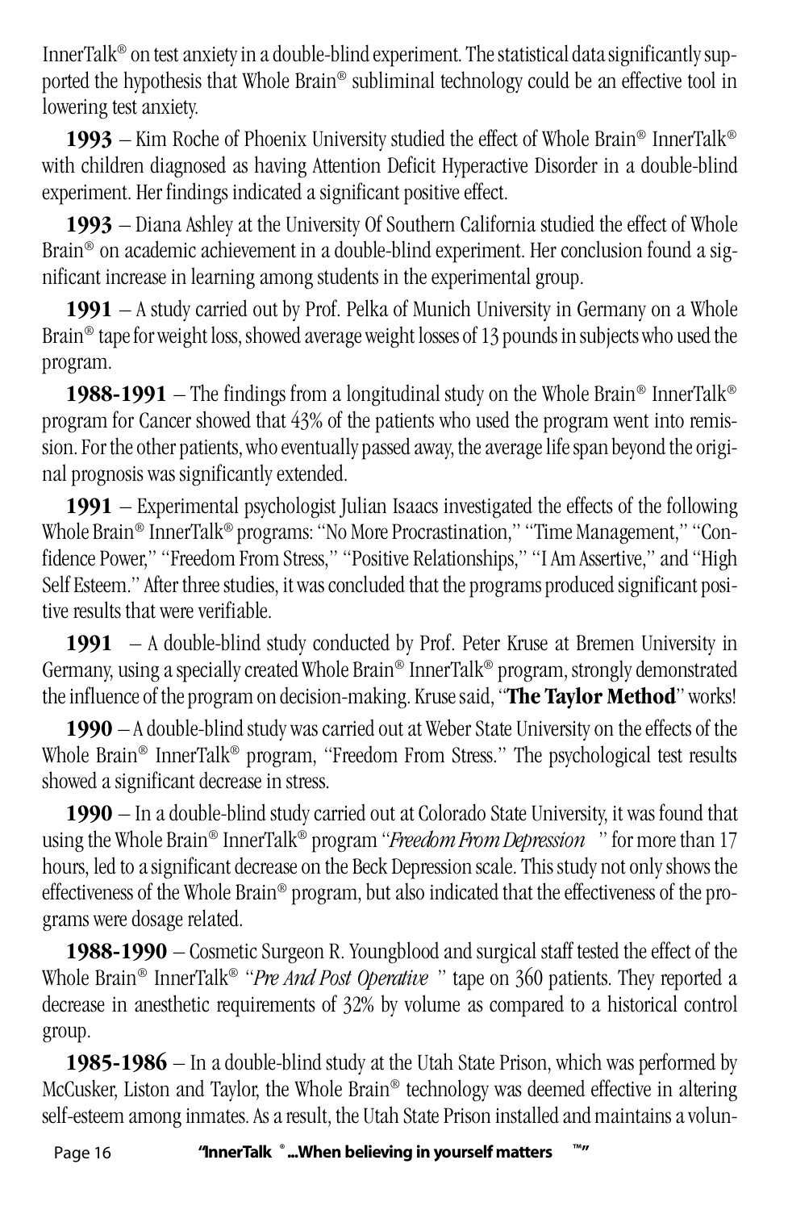InnerTalk® on test anxiety in a double-blind experiment. The statistical data significantly supported the hypothesis that Whole Brain® subliminal technology could be an effective tool in lowering test anxiety.

**1993** – Kim Roche of Phoenix University studied the effect of Whole Brain® InnerTalk® with children diagnosed as having Attention Deficit Hyperactive Disorder in a double-blind experiment. Her findings indicated a significant positive effect.

**1993** – Diana Ashley at the University Of Southern California studied the effect of Whole Brain® on academic achievement in a double-blind experiment. Her conclusion found a significant increase in learning among students in the experimental group.

**1991** – A study carried out by Prof. Pelka of Munich University in Germany on a Whole Brain® tape for weight loss, showed average weight losses of 13 pounds in subjects who used the program.

**1988-1991** – The findings from a longitudinal study on the Whole Brain® InnerTalk® program for Cancer showed that 43% of the patients who used the program went into remission. For the other patients, who eventually passed away, the average life span beyond the original prognosis was significantly extended.

**1991** – Experimental psychologist Julian Isaacs investigated the effects of the following Whole Brain® InnerTalk® programs: "No More Procrastination," "Time Management," "Confidence Power," "Freedom From Stress," "Positive Relationships," "I Am Assertive," and "High Self Esteem." After three studies, it was concluded that the programs produced significant positive results that were verifiable.

**1991** – A double-blind study conducted by Prof. Peter Kruse at Bremen University in Germany, using a specially created Whole Brain® InnerTalk® program, strongly demonstrated the influence of the program on decision-making. Kruse said, "**The Taylor Method**" works!

**1990** – A double-blind study was carried out at Weber State University on the effects of the Whole Brain® InnerTalk® program, "Freedom From Stress." The psychological test results showed a significant decrease in stress.

**1990** – In a double-blind study carried out at Colorado State University, it was found that using the Whole Brain® InnerTalk® program "*Freedom From Depression*" for more than 17 hours, led to a significant decrease on the Beck Depression scale. This study not only shows the effectiveness of the Whole Brain® program, but also indicated that the effectiveness of the programs were dosage related.

**1988-1990** – Cosmetic Surgeon R. Youngblood and surgical staff tested the effect of the Whole Brain® InnerTalk® "*Pre And Post Operative*" tape on 360 patients. They reported a decrease in anesthetic requirements of 32% by volume as compared to a historical control group.

**1985-1986** – In a double-blind study at the Utah State Prison, which was performed by McCusker, Liston and Taylor, the Whole Brain® technology was deemed effective in altering self-esteem among inmates. As a result, the Utah State Prison installed and maintains a volun-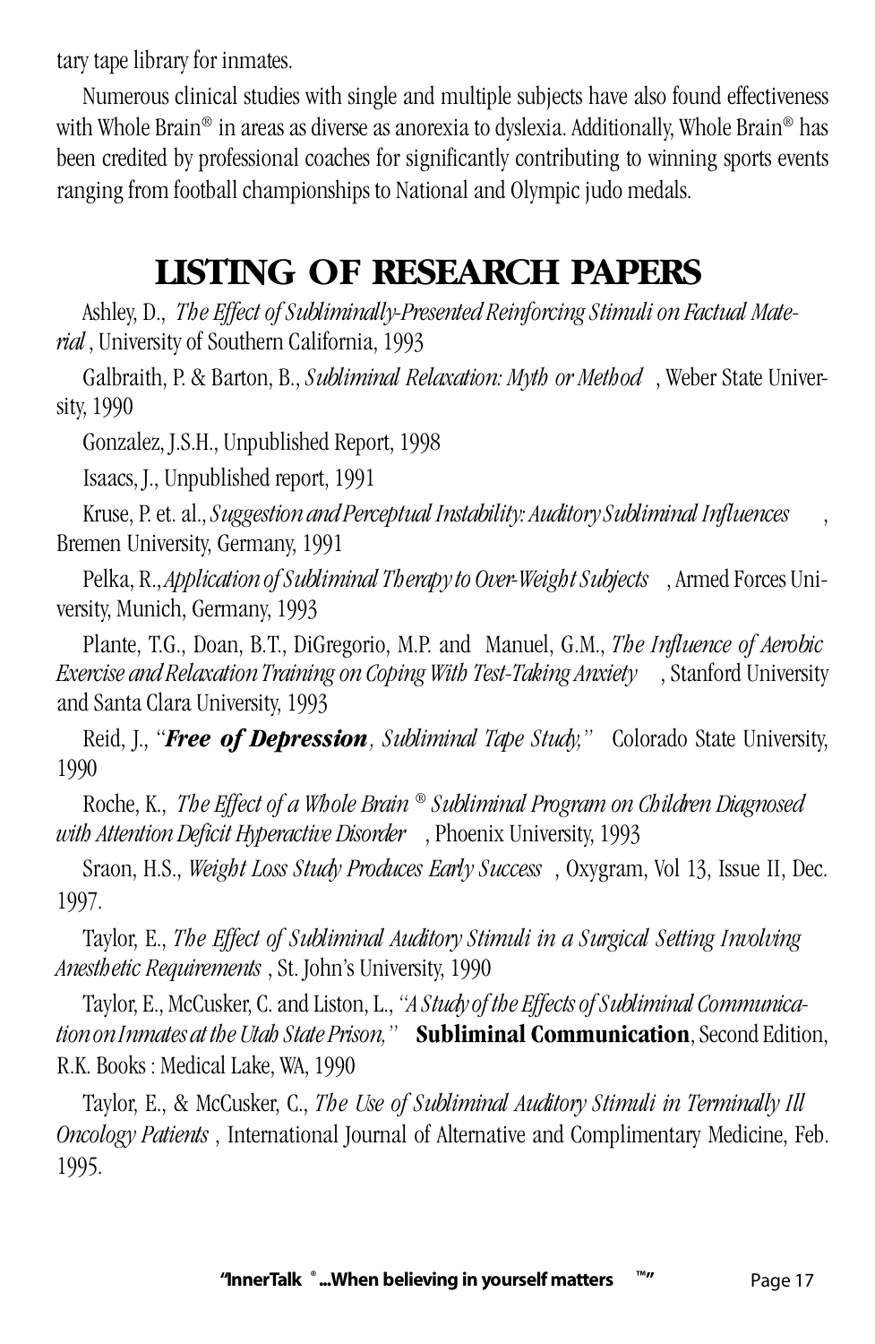tary tape library for inmates.

Numerous clinical studies with single and multiple subjects have also found effectiveness with Whole Brain® in areas as diverse as anorexia to dyslexia. Additionally, Whole Brain® has been credited by professional coaches for significantly contributing to winning sports events ranging from football championships to National and Olympic judo medals.

## LISTING OF RESEARCH PAPERS

Ashley, D., *The Effect of Subliminally-Presented Reinforcing Stimuli on Factual Material*, University of Southern California, 1993

Galbraith, P. & Barton, B., *Subliminal Relaxation: Myth or Method*, Weber State University, 1990

Gonzalez, J.S.H., Unpublished Report, 1998

Isaacs, J., Unpublished report, 1991

Kruse, P. et. al., *Suggestion and Perceptual Instability: Auditory Subliminal Influences*, Bremen University, Germany, 1991

Pelka, R., *Application of Subliminal Therapy to Over-Weight Subjects*, Armed Forces University, Munich, Germany, 1993

Plante, T.G., Doan, B.T., DiGregorio, M.P. and Manuel, G.M., *The Influence of Aerobic Exercise and Relaxation Training on Coping With Test-Taking Anxiety*, Stanford University and Santa Clara University, 1993

Reid, J., "***Free of Depression**, Subliminal Tape Study,*" Colorado State University, 1990

Roche, K., *The Effect of a Whole Brain ® Subliminal Program on Children Diagnosed with Attention Deficit Hyperactive Disorder*, Phoenix University, 1993

Sraon, H.S., *Weight Loss Study Produces Early Success*, Oxygram, Vol 13, Issue II, Dec. 1997.

Taylor, E., *The Effect of Subliminal Auditory Stimuli in a Surgical Setting Involving Anesthetic Requirements*, St. John's University, 1990

Taylor, E., McCusker, C. and Liston, L., *"A Study of the Effects of Subliminal Communication on Inmates at the Utah State Prison,"* **Subliminal Communication**, Second Edition, R.K. Books : Medical Lake, WA, 1990

Taylor, E., & McCusker, C., *The Use of Subliminal Auditory Stimuli in Terminally Ill Oncology Patients*, International Journal of Alternative and Complimentary Medicine, Feb. 1995.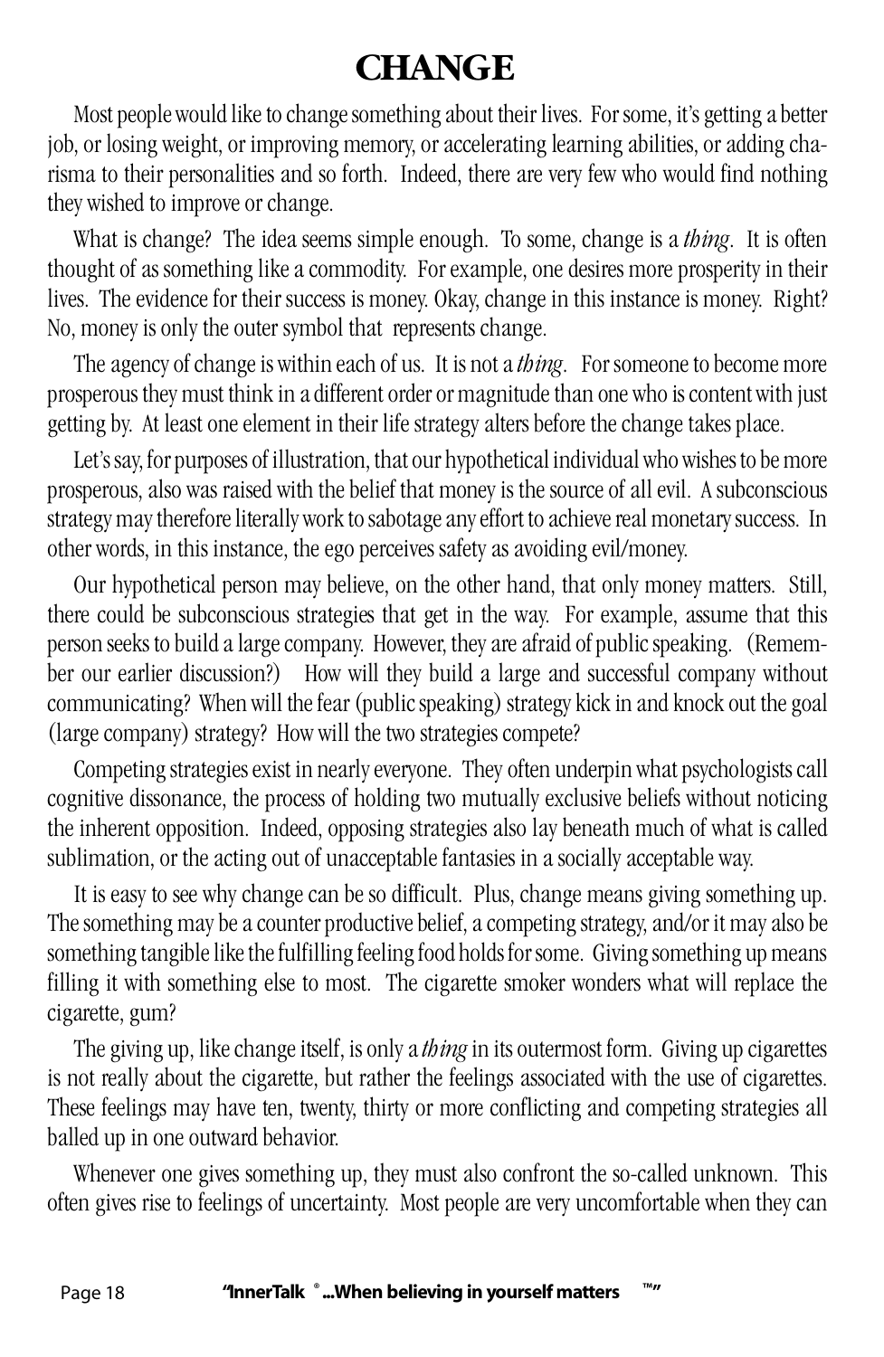# CHANGE

Most people would like to change something about their lives. For some, it's getting a better job, or losing weight, or improving memory, or accelerating learning abilities, or adding charisma to their personalities and so forth. Indeed, there are very few who would find nothing they wished to improve or change.

What is change? The idea seems simple enough. To some, change is a *thing*. It is often thought of as something like a commodity. For example, one desires more prosperity in their lives. The evidence for their success is money. Okay, change in this instance is money. Right? No, money is only the outer symbol that represents change.

The agency of change is within each of us. It is not a *thing*. For someone to become more prosperous they must think in a different order or magnitude than one who is content with just getting by. At least one element in their life strategy alters before the change takes place.

Let's say, for purposes of illustration, that our hypothetical individual who wishes to be more prosperous, also was raised with the belief that money is the source of all evil. A subconscious strategy may therefore literally work to sabotage any effort to achieve real monetary success. In other words, in this instance, the ego perceives safety as avoiding evil/money.

Our hypothetical person may believe, on the other hand, that only money matters. Still, there could be subconscious strategies that get in the way. For example, assume that this person seeks to build a large company. However, they are afraid of public speaking. (Remember our earlier discussion?) How will they build a large and successful company without communicating? When will the fear (public speaking) strategy kick in and knock out the goal (large company) strategy? How will the two strategies compete?

Competing strategies exist in nearly everyone. They often underpin what psychologists call cognitive dissonance, the process of holding two mutually exclusive beliefs without noticing the inherent opposition. Indeed, opposing strategies also lay beneath much of what is called sublimation, or the acting out of unacceptable fantasies in a socially acceptable way.

It is easy to see why change can be so difficult. Plus, change means giving something up. The something may be a counter productive belief, a competing strategy, and/or it may also be something tangible like the fulfilling feeling food holds for some. Giving something up means filling it with something else to most. The cigarette smoker wonders what will replace the cigarette, gum?

The giving up, like change itself, is only a *thing* in its outermost form. Giving up cigarettes is not really about the cigarette, but rather the feelings associated with the use of cigarettes. These feelings may have ten, twenty, thirty or more conflicting and competing strategies all balled up in one outward behavior.

Whenever one gives something up, they must also confront the so-called unknown. This often gives rise to feelings of uncertainty. Most people are very uncomfortable when they can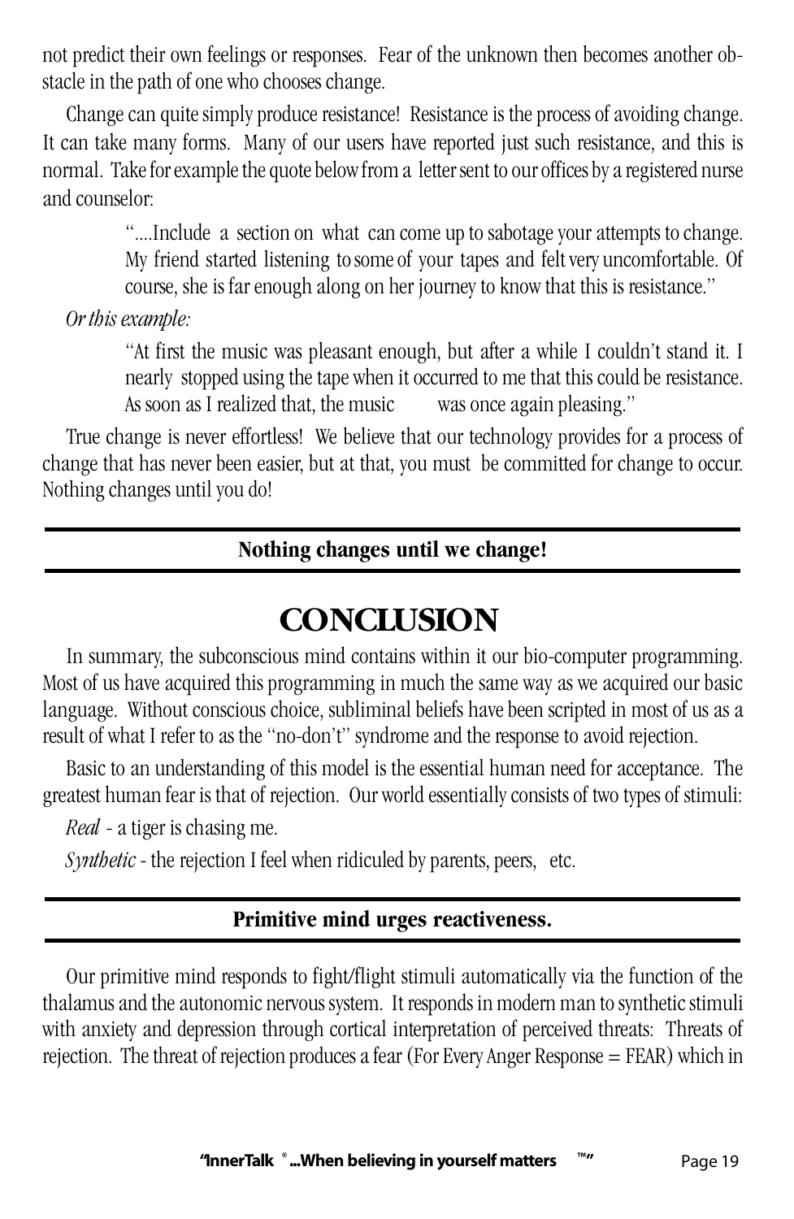not predict their own feelings or responses. Fear of the unknown then becomes another obstacle in the path of one who chooses change.

Change can quite simply produce resistance! Resistance is the process of avoiding change. It can take many forms. Many of our users have reported just such resistance, and this is normal. Take for example the quote below from a letter sent to our offices by a registered nurse and counselor:

> "....Include a section on what can come up to sabotage your attempts to change. My friend started listening to some of your tapes and felt very uncomfortable. Of course, she is far enough along on her journey to know that this is resistance."

*Or this example:*

> "At first the music was pleasant enough, but after a while I couldn't stand it. I nearly stopped using the tape when it occurred to me that this could be resistance. As soon as I realized that, the music was once again pleasing."

True change is never effortless! We believe that our technology provides for a process of change that has never been easier, but at that, you must be committed for change to occur. Nothing changes until you do!

---

**Nothing changes until we change!**

---

# CONCLUSION

In summary, the subconscious mind contains within it our bio-computer programming. Most of us have acquired this programming in much the same way as we acquired our basic language. Without conscious choice, subliminal beliefs have been scripted in most of us as a result of what I refer to as the "no-don't" syndrome and the response to avoid rejection.

Basic to an understanding of this model is the essential human need for acceptance. The greatest human fear is that of rejection. Our world essentially consists of two types of stimuli:

*Real* - a tiger is chasing me.

*Synthetic* - the rejection I feel when ridiculed by parents, peers, etc.

---

**Primitive mind urges reactiveness.**

---

Our primitive mind responds to fight/flight stimuli automatically via the function of the thalamus and the autonomic nervous system. It responds in modern man to synthetic stimuli with anxiety and depression through cortical interpretation of perceived threats: Threats of rejection. The threat of rejection produces a fear (For Every Anger Response = FEAR) which in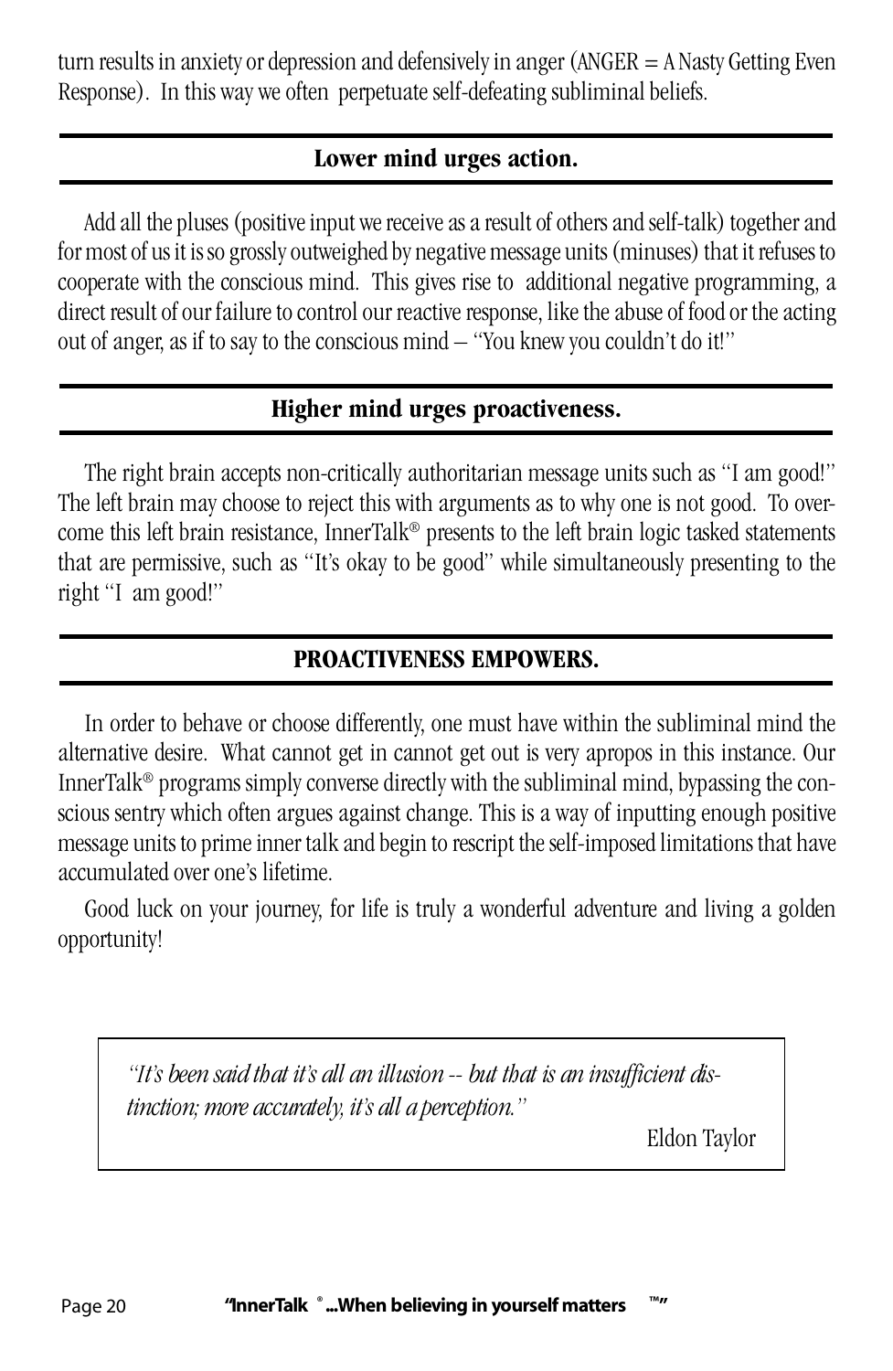turn results in anxiety or depression and defensively in anger (ANGER = A Nasty Getting Even Response). In this way we often perpetuate self-defeating subliminal beliefs.

## Lower mind urges action.

Add all the pluses (positive input we receive as a result of others and self-talk) together and for most of us it is so grossly outweighed by negative message units (minuses) that it refuses to cooperate with the conscious mind. This gives rise to additional negative programming, a direct result of our failure to control our reactive response, like the abuse of food or the acting out of anger, as if to say to the conscious mind – "You knew you couldn't do it!"

## Higher mind urges proactiveness.

The right brain accepts non-critically authoritarian message units such as "I am good!" The left brain may choose to reject this with arguments as to why one is not good. To overcome this left brain resistance, InnerTalk® presents to the left brain logic tasked statements that are permissive, such as "It's okay to be good" while simultaneously presenting to the right "I am good!"

## PROACTIVENESS EMPOWERS.

In order to behave or choose differently, one must have within the subliminal mind the alternative desire. What cannot get in cannot get out is very apropos in this instance. Our InnerTalk® programs simply converse directly with the subliminal mind, bypassing the conscious sentry which often argues against change. This is a way of inputting enough positive message units to prime inner talk and begin to rescript the self-imposed limitations that have accumulated over one's lifetime.

Good luck on your journey, for life is truly a wonderful adventure and living a golden opportunity!

> *"It's been said that it's all an illusion -- but that is an insufficient distinction; more accurately, it's all a perception."*
>
> Eldon Taylor